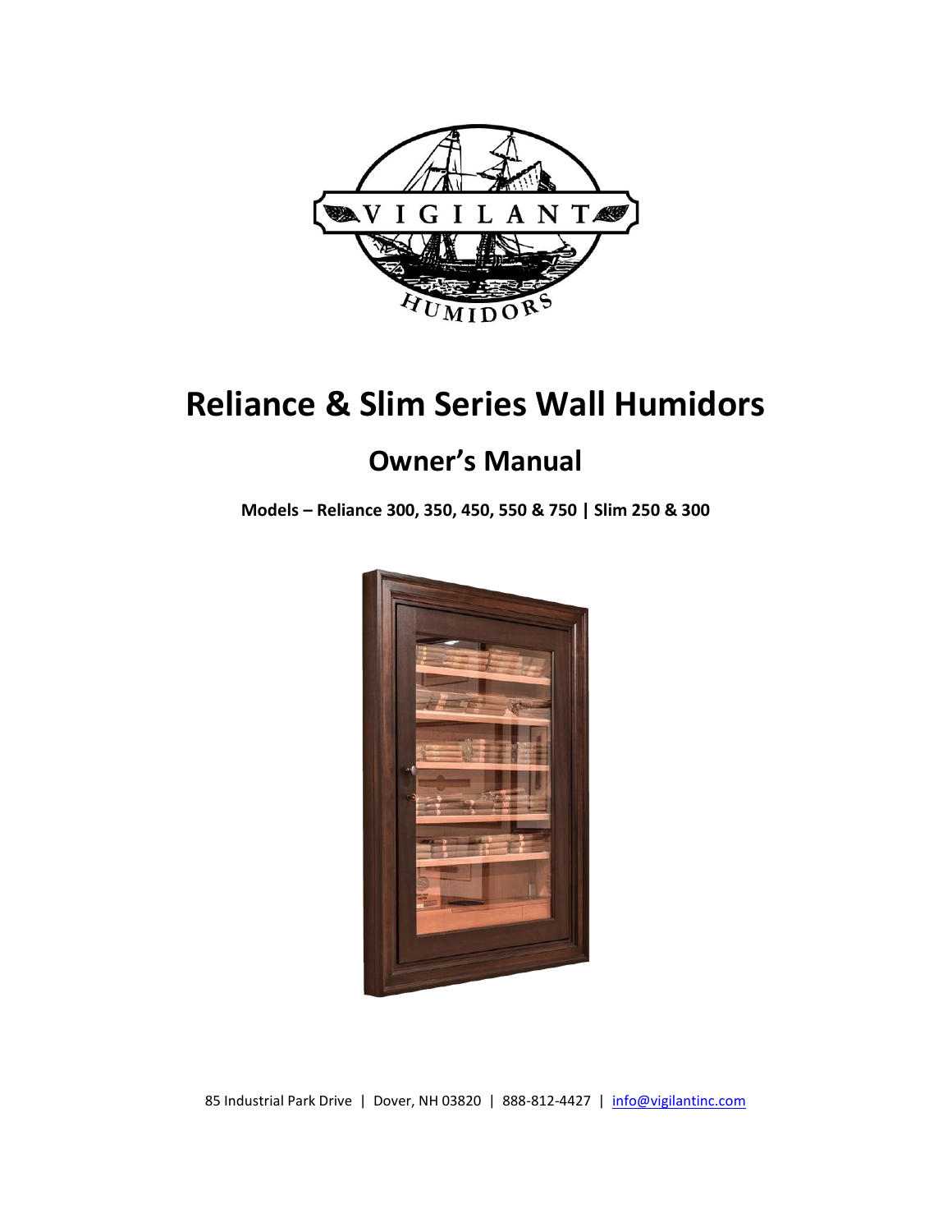VIGILANT HUMIDORS

# Reliance & Slim Series Wall Humidors

## Owner's Manual

**Models – Reliance 300, 350, 450, 550 & 750 | Slim 250 & 300**

85 Industrial Park Drive | Dover, NH 03820 | 888-812-4427 | info@vigilantinc.com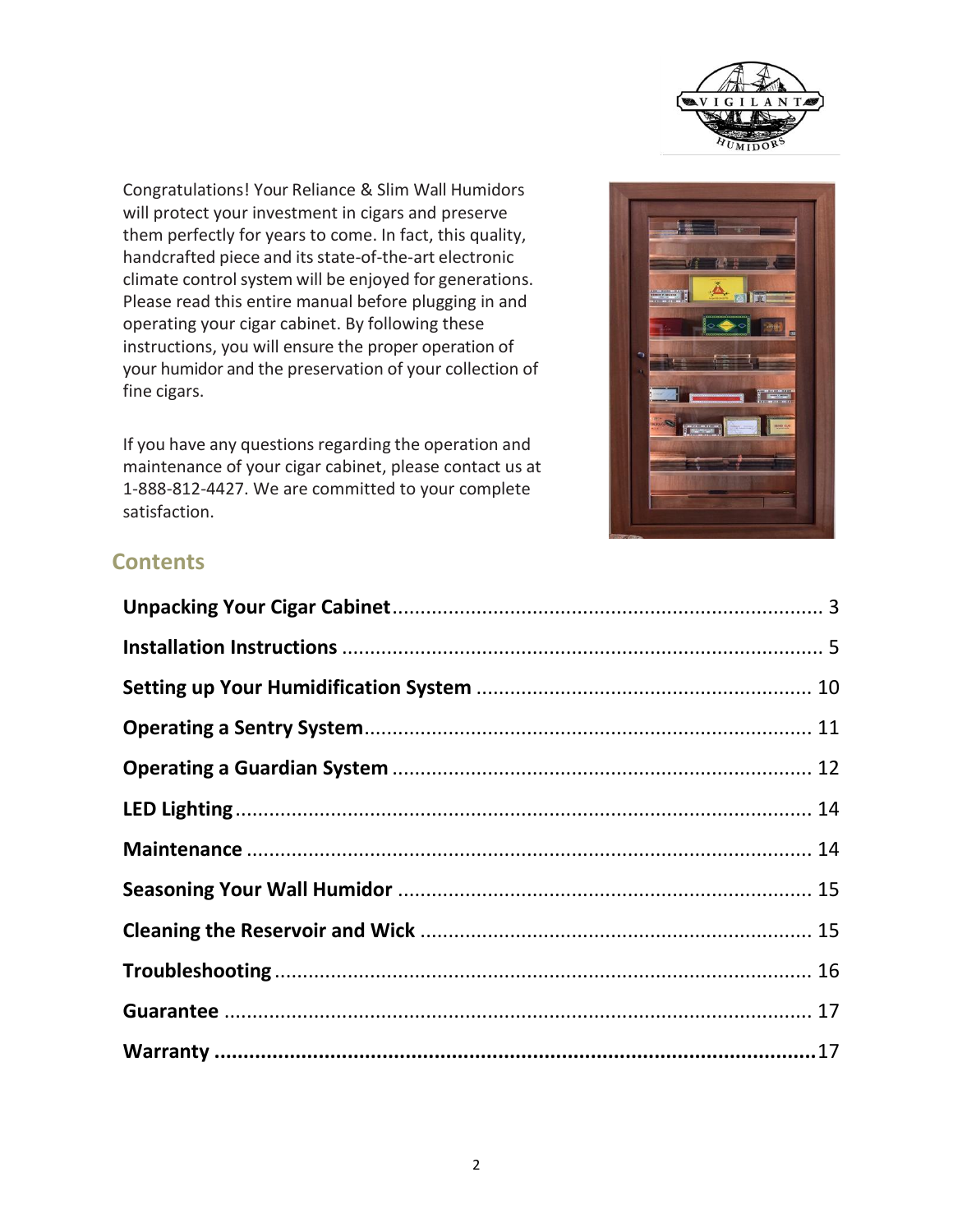Congratulations! Your Reliance & Slim Wall Humidors will protect your investment in cigars and preserve them perfectly for years to come. In fact, this quality, handcrafted piece and its state-of-the-art electronic climate control system will be enjoyed for generations. Please read this entire manual before plugging in and operating your cigar cabinet. By following these instructions, you will ensure the proper operation of your humidor and the preservation of your collection of fine cigars.

If you have any questions regarding the operation and maintenance of your cigar cabinet, please contact us at 1-888-812-4427. We are committed to your complete satisfaction.

## Contents

**Unpacking Your Cigar Cabinet** ............ 3

**Installation Instructions** ............ 5

**Setting up Your Humidification System** ............ 10

**Operating a Sentry System** ............ 11

**Operating a Guardian System** ............ 12

**LED Lighting** ............ 14

**Maintenance** ............ 14

**Seasoning Your Wall Humidor** ............ 15

**Cleaning the Reservoir and Wick** ............ 15

**Troubleshooting** ............ 16

**Guarantee** ............ 17

**Warranty** ............ 17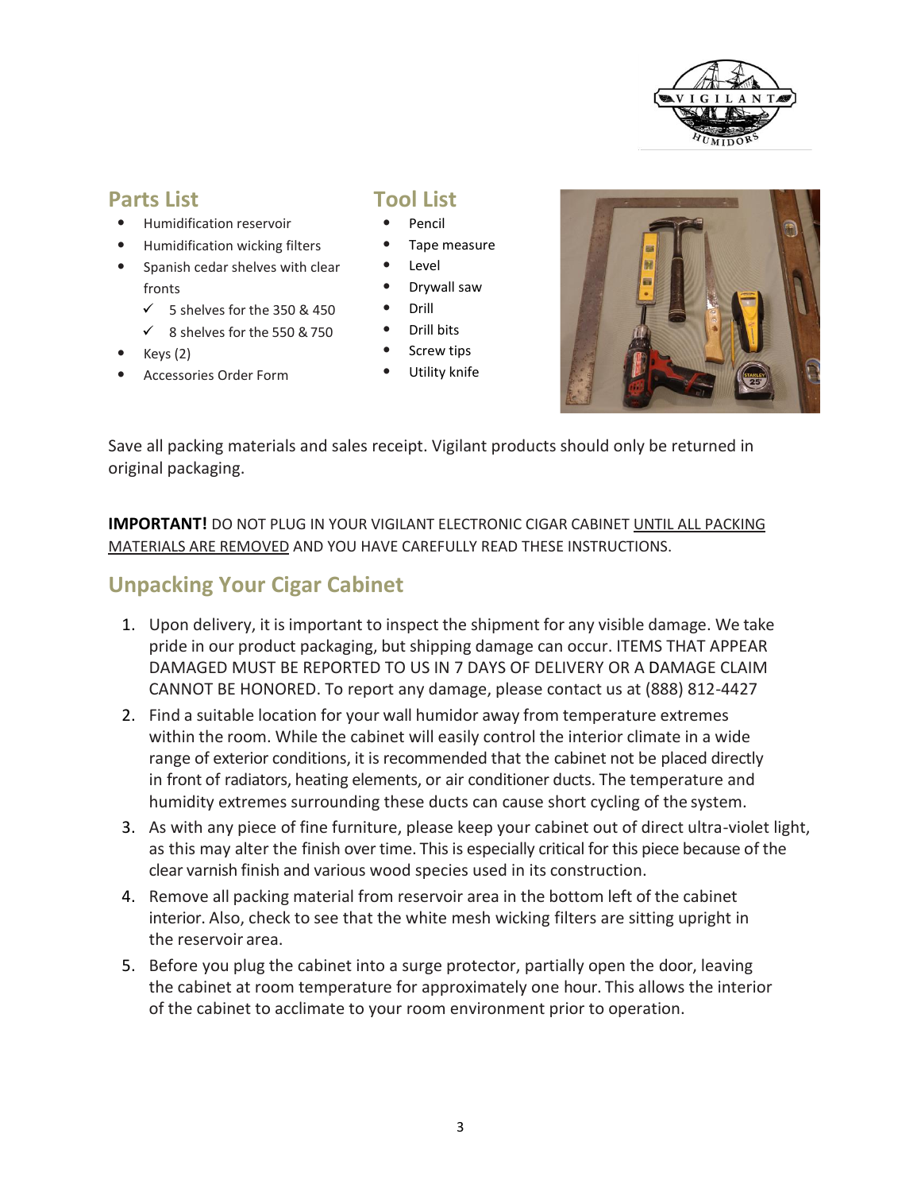## Parts List

- Humidification reservoir
- Humidification wicking filters
- Spanish cedar shelves with clear fronts
  - ✓ 5 shelves for the 350 & 450
  - ✓ 8 shelves for the 550 & 750
- Keys (2)
- Accessories Order Form

## Tool List

- Pencil
- Tape measure
- Level
- Drywall saw
- Drill
- Drill bits
- Screw tips
- Utility knife

Save all packing materials and sales receipt. Vigilant products should only be returned in original packaging.

**IMPORTANT!** DO NOT PLUG IN YOUR VIGILANT ELECTRONIC CIGAR CABINET UNTIL ALL PACKING MATERIALS ARE REMOVED AND YOU HAVE CAREFULLY READ THESE INSTRUCTIONS.

## Unpacking Your Cigar Cabinet

1. Upon delivery, it is important to inspect the shipment for any visible damage. We take pride in our product packaging, but shipping damage can occur. ITEMS THAT APPEAR DAMAGED MUST BE REPORTED TO US IN 7 DAYS OF DELIVERY OR A DAMAGE CLAIM CANNOT BE HONORED. To report any damage, please contact us at (888) 812-4427
2. Find a suitable location for your wall humidor away from temperature extremes within the room. While the cabinet will easily control the interior climate in a wide range of exterior conditions, it is recommended that the cabinet not be placed directly in front of radiators, heating elements, or air conditioner ducts. The temperature and humidity extremes surrounding these ducts can cause short cycling of the system.
3. As with any piece of fine furniture, please keep your cabinet out of direct ultra-violet light, as this may alter the finish over time. This is especially critical for this piece because of the clear varnish finish and various wood species used in its construction.
4. Remove all packing material from reservoir area in the bottom left of the cabinet interior. Also, check to see that the white mesh wicking filters are sitting upright in the reservoir area.
5. Before you plug the cabinet into a surge protector, partially open the door, leaving the cabinet at room temperature for approximately one hour. This allows the interior of the cabinet to acclimate to your room environment prior to operation.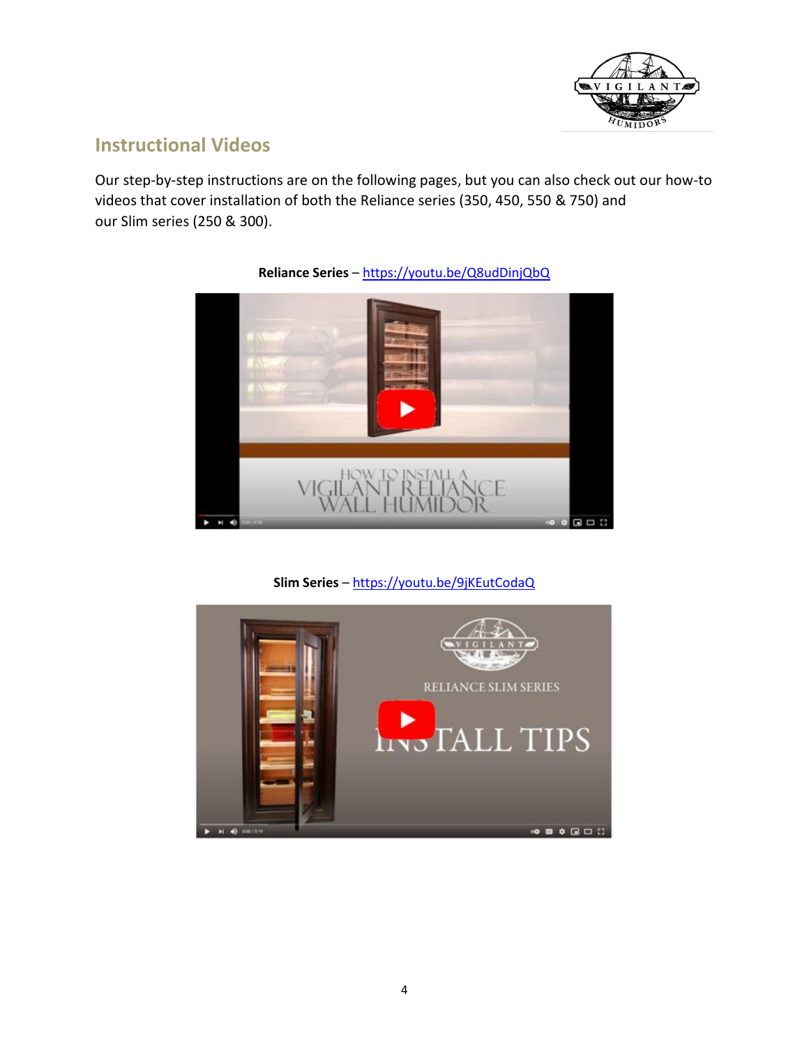## Instructional Videos

Our step-by-step instructions are on the following pages, but you can also check out our how-to videos that cover installation of both the Reliance series (350, 450, 550 & 750) and our Slim series (250 & 300).

**Reliance Series** – https://youtu.be/Q8udDinjQbQ

**Slim Series** – https://youtu.be/9jKEutCodaQ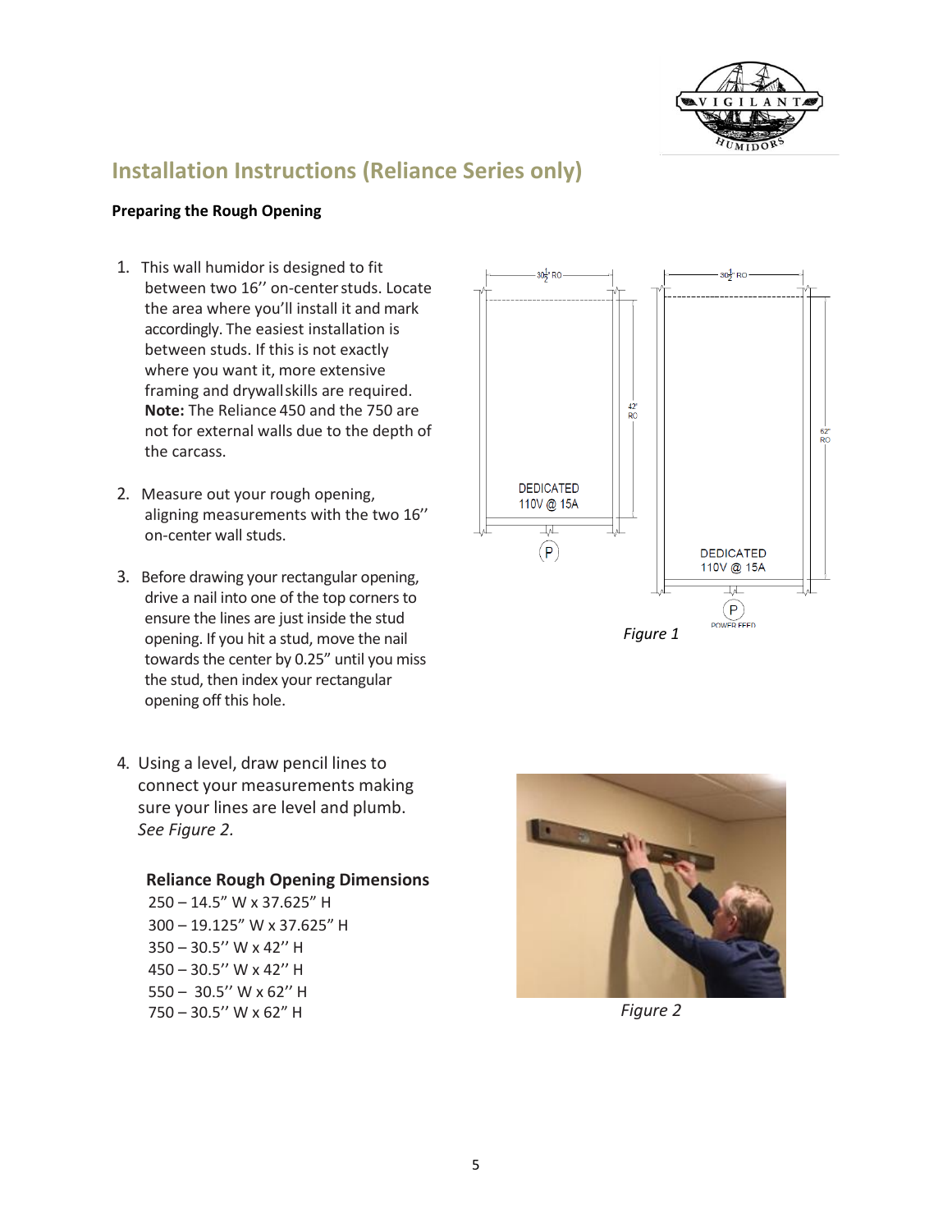## Installation Instructions (Reliance Series only)

**Preparing the Rough Opening**

1. This wall humidor is designed to fit between two 16'' on-center studs. Locate the area where you'll install it and mark accordingly. The easiest installation is between studs. If this is not exactly where you want it, more extensive framing and drywall skills are required. **Note:** The Reliance 450 and the 750 are not for external walls due to the depth of the carcass.

2. Measure out your rough opening, aligning measurements with the two 16'' on-center wall studs.

3. Before drawing your rectangular opening, drive a nail into one of the top corners to ensure the lines are just inside the stud opening. If you hit a stud, move the nail towards the center by 0.25" until you miss the stud, then index your rectangular opening off this hole.

*Figure 1*

4. Using a level, draw pencil lines to connect your measurements making sure your lines are level and plumb. *See Figure 2.*

**Reliance Rough Opening Dimensions**

250 – 14.5" W x 37.625" H
300 – 19.125" W x 37.625" H
350 – 30.5'' W x 42'' H
450 – 30.5'' W x 42'' H
550 – 30.5'' W x 62'' H
750 – 30.5'' W x 62" H

*Figure 2*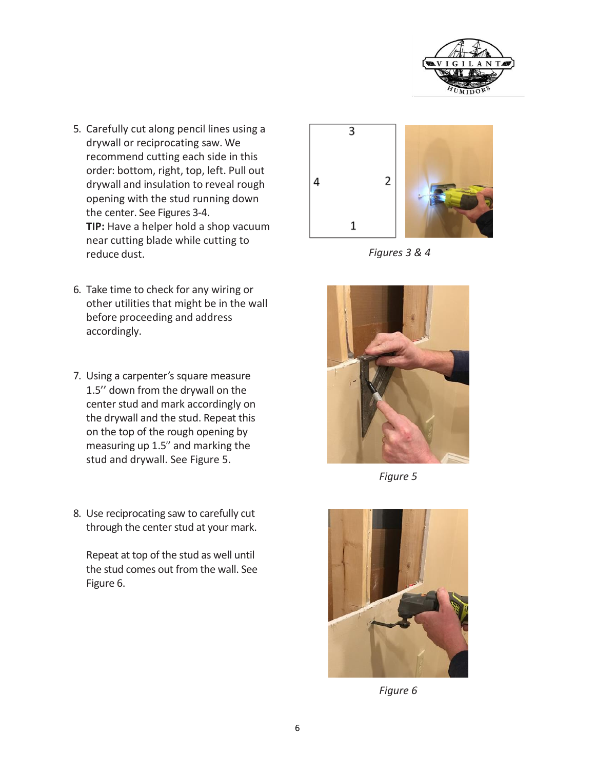5. Carefully cut along pencil lines using a drywall or reciprocating saw. We recommend cutting each side in this order: bottom, right, top, left. Pull out drywall and insulation to reveal rough opening with the stud running down the center. See Figures 3-4.
   **TIP:** Have a helper hold a shop vacuum near cutting blade while cutting to reduce dust.

*Figures 3 & 4*

6. Take time to check for any wiring or other utilities that might be in the wall before proceeding and address accordingly.

7. Using a carpenter's square measure 1.5'' down from the drywall on the center stud and mark accordingly on the drywall and the stud. Repeat this on the top of the rough opening by measuring up 1.5'' and marking the stud and drywall. See Figure 5.

*Figure 5*

8. Use reciprocating saw to carefully cut through the center stud at your mark.

   Repeat at top of the stud as well until the stud comes out from the wall. See Figure 6.

*Figure 6*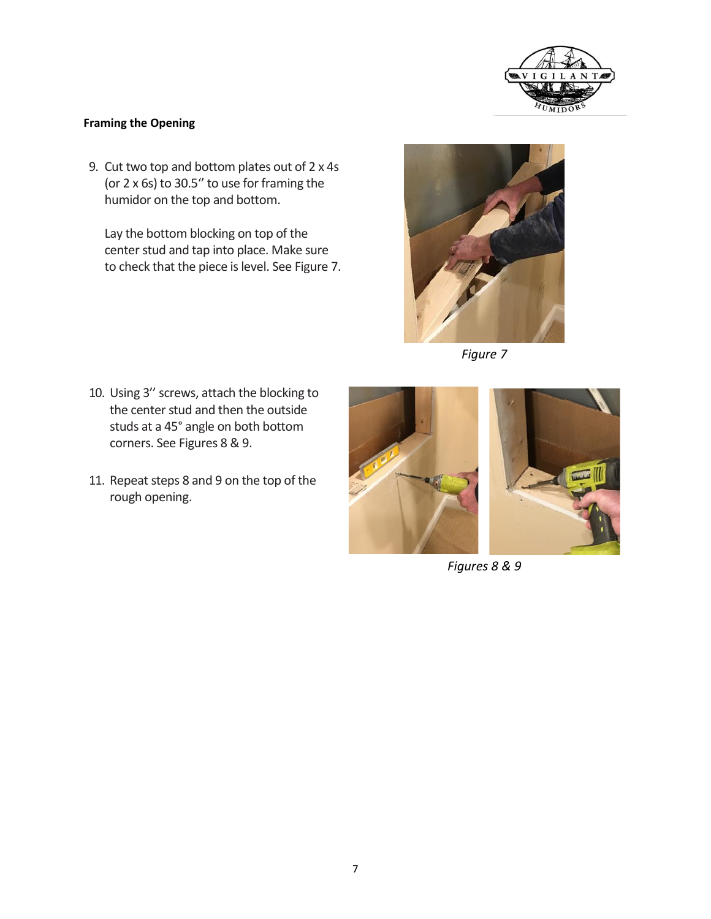**Framing the Opening**

9. Cut two top and bottom plates out of 2 x 4s (or 2 x 6s) to 30.5'' to use for framing the humidor on the top and bottom.

   Lay the bottom blocking on top of the center stud and tap into place. Make sure to check that the piece is level. See Figure 7.

*Figure 7*

10. Using 3'' screws, attach the blocking to the center stud and then the outside studs at a 45° angle on both bottom corners. See Figures 8 & 9.

11. Repeat steps 8 and 9 on the top of the rough opening.

*Figures 8 & 9*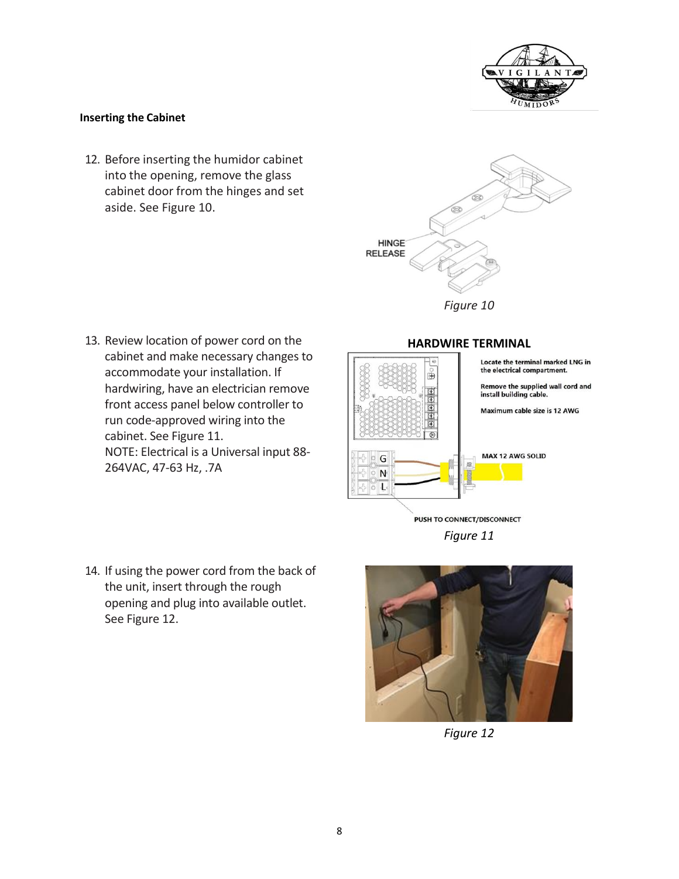**Inserting the Cabinet**

12. Before inserting the humidor cabinet into the opening, remove the glass cabinet door from the hinges and set aside. See Figure 10.

HINGE RELEASE

*Figure 10*

13. Review location of power cord on the cabinet and make necessary changes to accommodate your installation. If hardwiring, have an electrician remove front access panel below controller to run code-approved wiring into the cabinet. See Figure 11.
NOTE: Electrical is a Universal input 88-264VAC, 47-63 Hz, .7A

**HARDWIRE TERMINAL**

Locate the terminal marked LNG in the electrical compartment.

Remove the supplied wall cord and install building cable.

Maximum cable size is 12 AWG

MAX 12 AWG SOLID

G N L

PUSH TO CONNECT/DISCONNECT

*Figure 11*

14. If using the power cord from the back of the unit, insert through the rough opening and plug into available outlet. See Figure 12.

*Figure 12*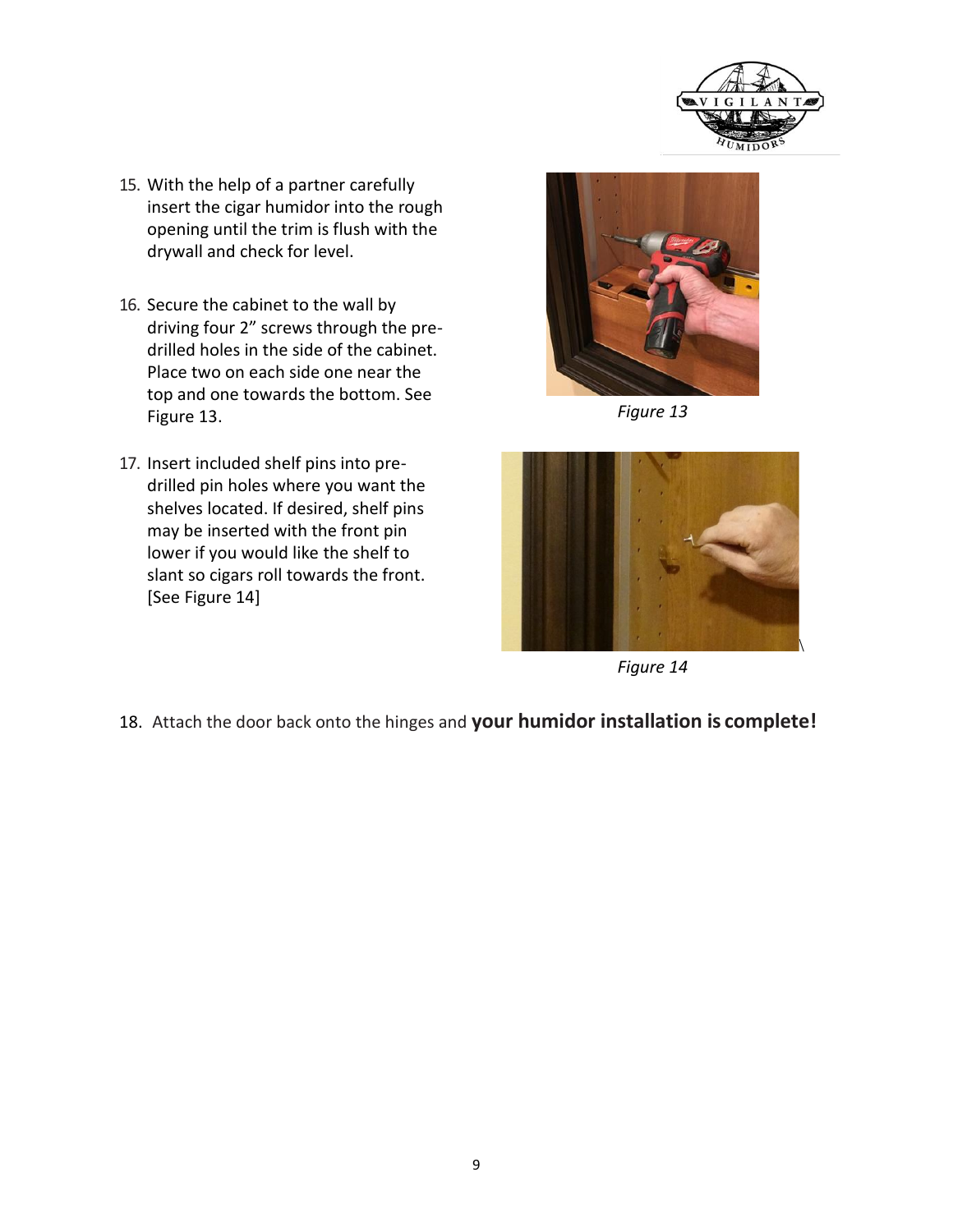15. With the help of a partner carefully insert the cigar humidor into the rough opening until the trim is flush with the drywall and check for level.

16. Secure the cabinet to the wall by driving four 2" screws through the pre-drilled holes in the side of the cabinet. Place two on each side one near the top and one towards the bottom. See Figure 13.

*Figure 13*

17. Insert included shelf pins into pre-drilled pin holes where you want the shelves located. If desired, shelf pins may be inserted with the front pin lower if you would like the shelf to slant so cigars roll towards the front. [See Figure 14]

*Figure 14*

18. Attach the door back onto the hinges and **your humidor installation is complete!**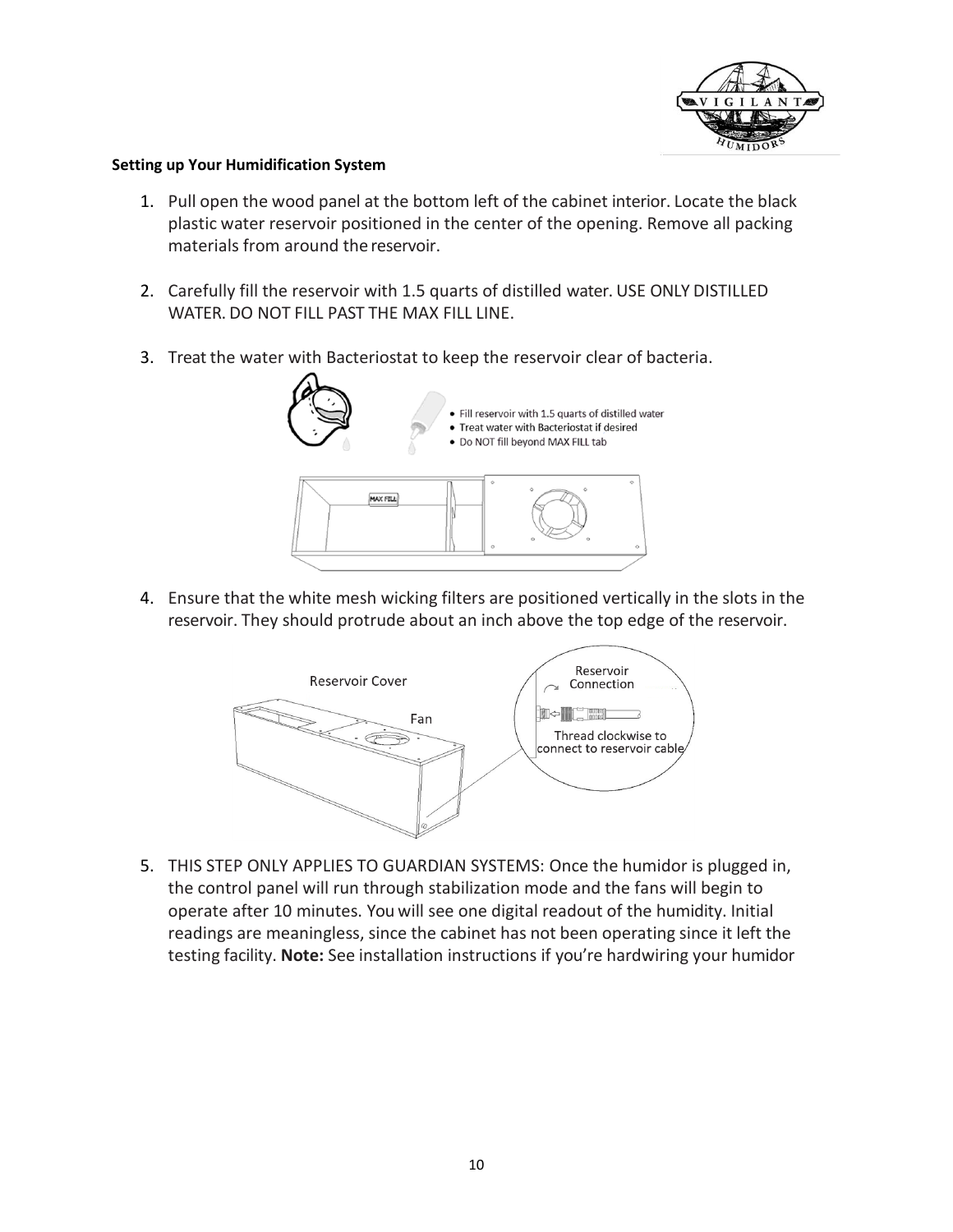**Setting up Your Humidification System**

1. Pull open the wood panel at the bottom left of the cabinet interior. Locate the black plastic water reservoir positioned in the center of the opening. Remove all packing materials from around the reservoir.

2. Carefully fill the reservoir with 1.5 quarts of distilled water. USE ONLY DISTILLED WATER. DO NOT FILL PAST THE MAX FILL LINE.

3. Treat the water with Bacteriostat to keep the reservoir clear of bacteria.

   - Fill reservoir with 1.5 quarts of distilled water
   - Treat water with Bacteriostat if desired
   - Do NOT fill beyond MAX FILL tab

4. Ensure that the white mesh wicking filters are positioned vertically in the slots in the reservoir. They should protrude about an inch above the top edge of the reservoir.

   Reservoir Cover

   Fan

   Reservoir Connection

   Thread clockwise to connect to reservoir cable

5. THIS STEP ONLY APPLIES TO GUARDIAN SYSTEMS: Once the humidor is plugged in, the control panel will run through stabilization mode and the fans will begin to operate after 10 minutes. You will see one digital readout of the humidity. Initial readings are meaningless, since the cabinet has not been operating since it left the testing facility. **Note:** See installation instructions if you're hardwiring your humidor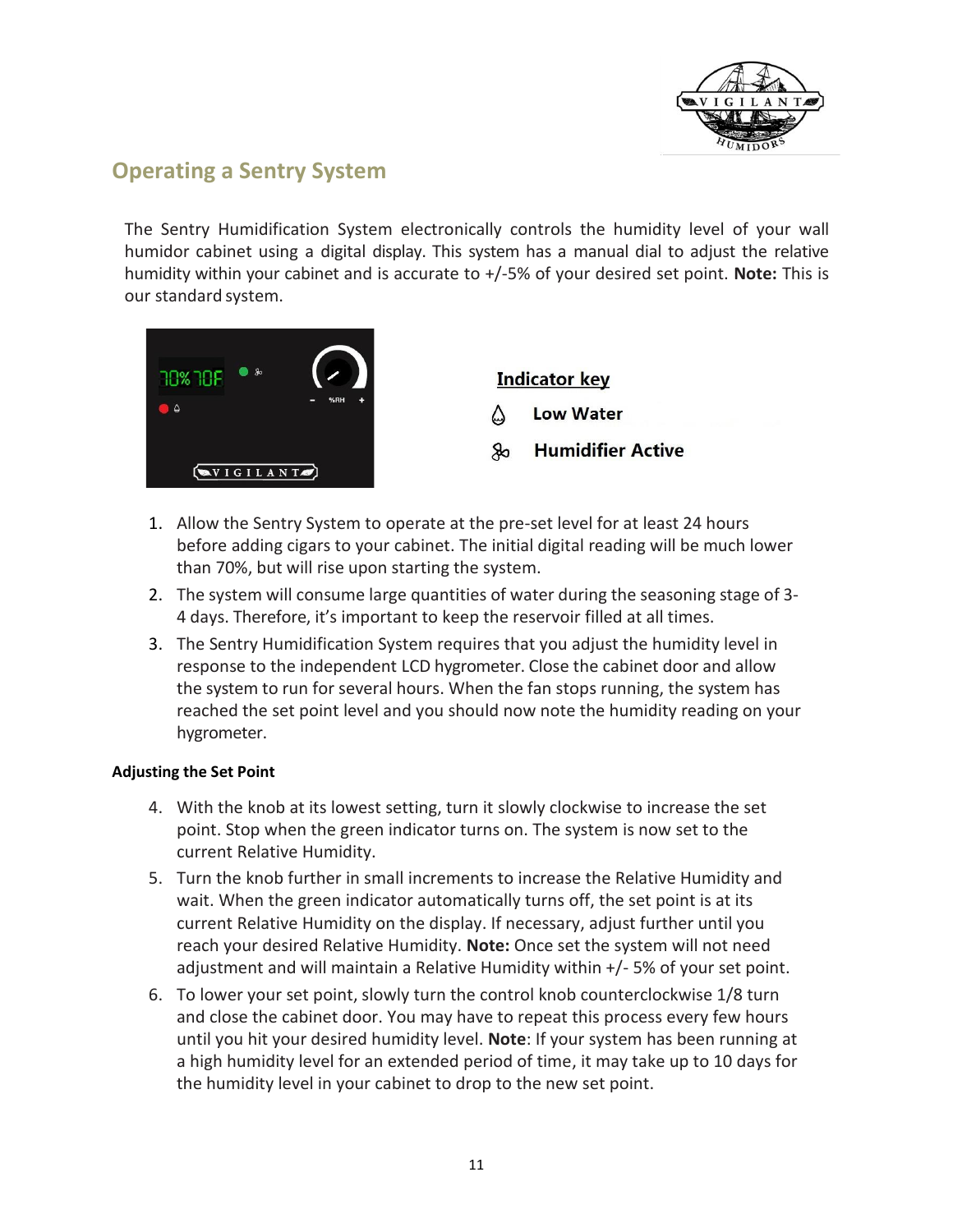## Operating a Sentry System

The Sentry Humidification System electronically controls the humidity level of your wall humidor cabinet using a digital display. This system has a manual dial to adjust the relative humidity within your cabinet and is accurate to +/-5% of your desired set point. **Note:** This is our standard system.

**Indicator key**

- Low Water
- Humidifier Active

1. Allow the Sentry System to operate at the pre-set level for at least 24 hours before adding cigars to your cabinet. The initial digital reading will be much lower than 70%, but will rise upon starting the system.
2. The system will consume large quantities of water during the seasoning stage of 3-4 days. Therefore, it's important to keep the reservoir filled at all times.
3. The Sentry Humidification System requires that you adjust the humidity level in response to the independent LCD hygrometer. Close the cabinet door and allow the system to run for several hours. When the fan stops running, the system has reached the set point level and you should now note the humidity reading on your hygrometer.

**Adjusting the Set Point**

4. With the knob at its lowest setting, turn it slowly clockwise to increase the set point. Stop when the green indicator turns on. The system is now set to the current Relative Humidity.
5. Turn the knob further in small increments to increase the Relative Humidity and wait. When the green indicator automatically turns off, the set point is at its current Relative Humidity on the display. If necessary, adjust further until you reach your desired Relative Humidity. **Note:** Once set the system will not need adjustment and will maintain a Relative Humidity within +/- 5% of your set point.
6. To lower your set point, slowly turn the control knob counterclockwise 1/8 turn and close the cabinet door. You may have to repeat this process every few hours until you hit your desired humidity level. **Note**: If your system has been running at a high humidity level for an extended period of time, it may take up to 10 days for the humidity level in your cabinet to drop to the new set point.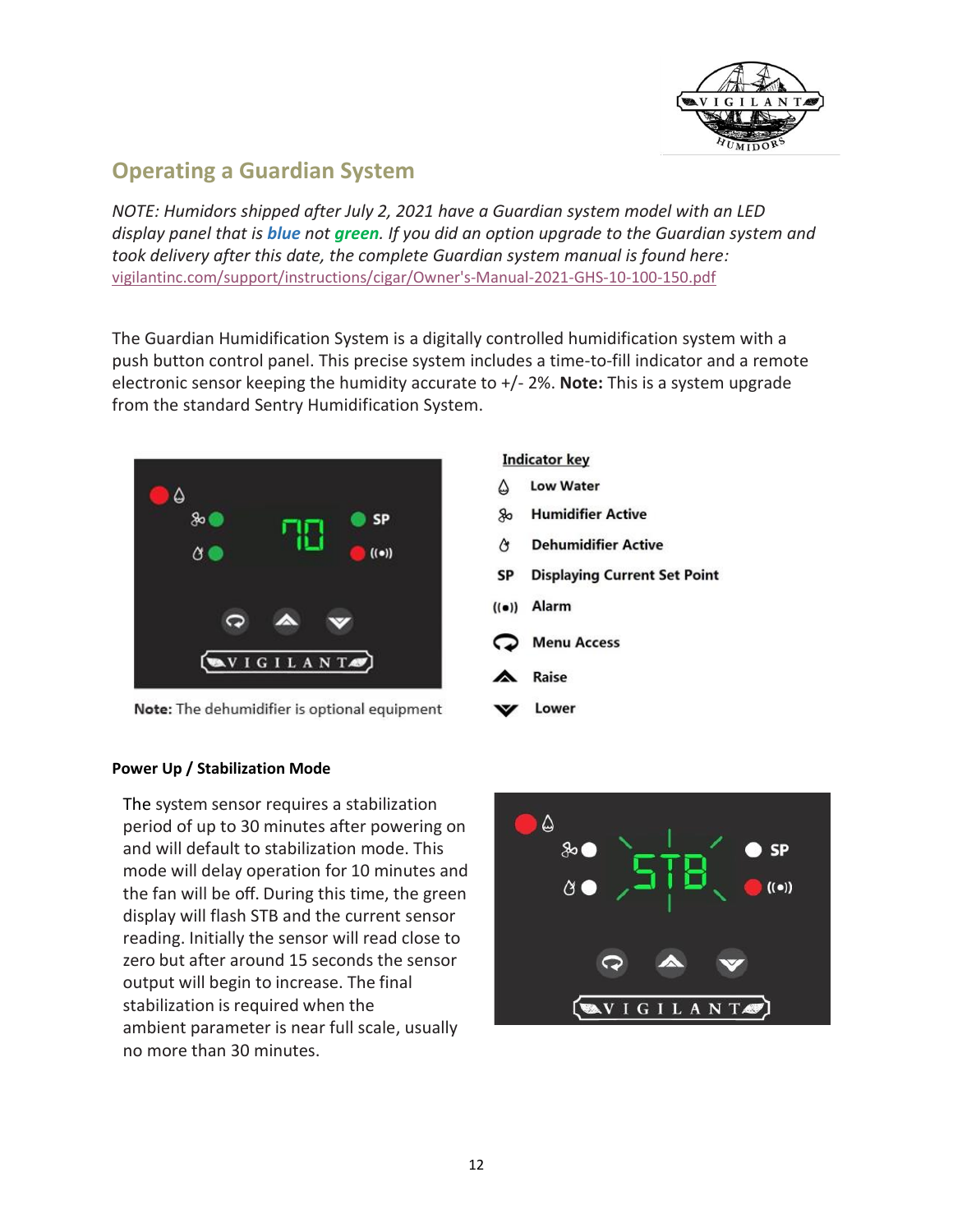## Operating a Guardian System

*NOTE: Humidors shipped after July 2, 2021 have a Guardian system model with an LED display panel that is **blue** not **green**. If you did an option upgrade to the Guardian system and took delivery after this date, the complete Guardian system manual is found here:* vigilantinc.com/support/instructions/cigar/Owner's-Manual-2021-GHS-10-100-150.pdf

The Guardian Humidification System is a digitally controlled humidification system with a push button control panel. This precise system includes a time-to-fill indicator and a remote electronic sensor keeping the humidity accurate to +/- 2%. **Note:** This is a system upgrade from the standard Sentry Humidification System.

**Note:** The dehumidifier is optional equipment

**Indicator key**

- Low Water
- Humidifier Active
- Dehumidifier Active
- SP Displaying Current Set Point
- ((•)) Alarm
- Menu Access
- Raise
- Lower

**Power Up / Stabilization Mode**

The system sensor requires a stabilization period of up to 30 minutes after powering on and will default to stabilization mode. This mode will delay operation for 10 minutes and the fan will be off. During this time, the green display will flash STB and the current sensor reading. Initially the sensor will read close to zero but after around 15 seconds the sensor output will begin to increase. The final stabilization is required when the ambient parameter is near full scale, usually no more than 30 minutes.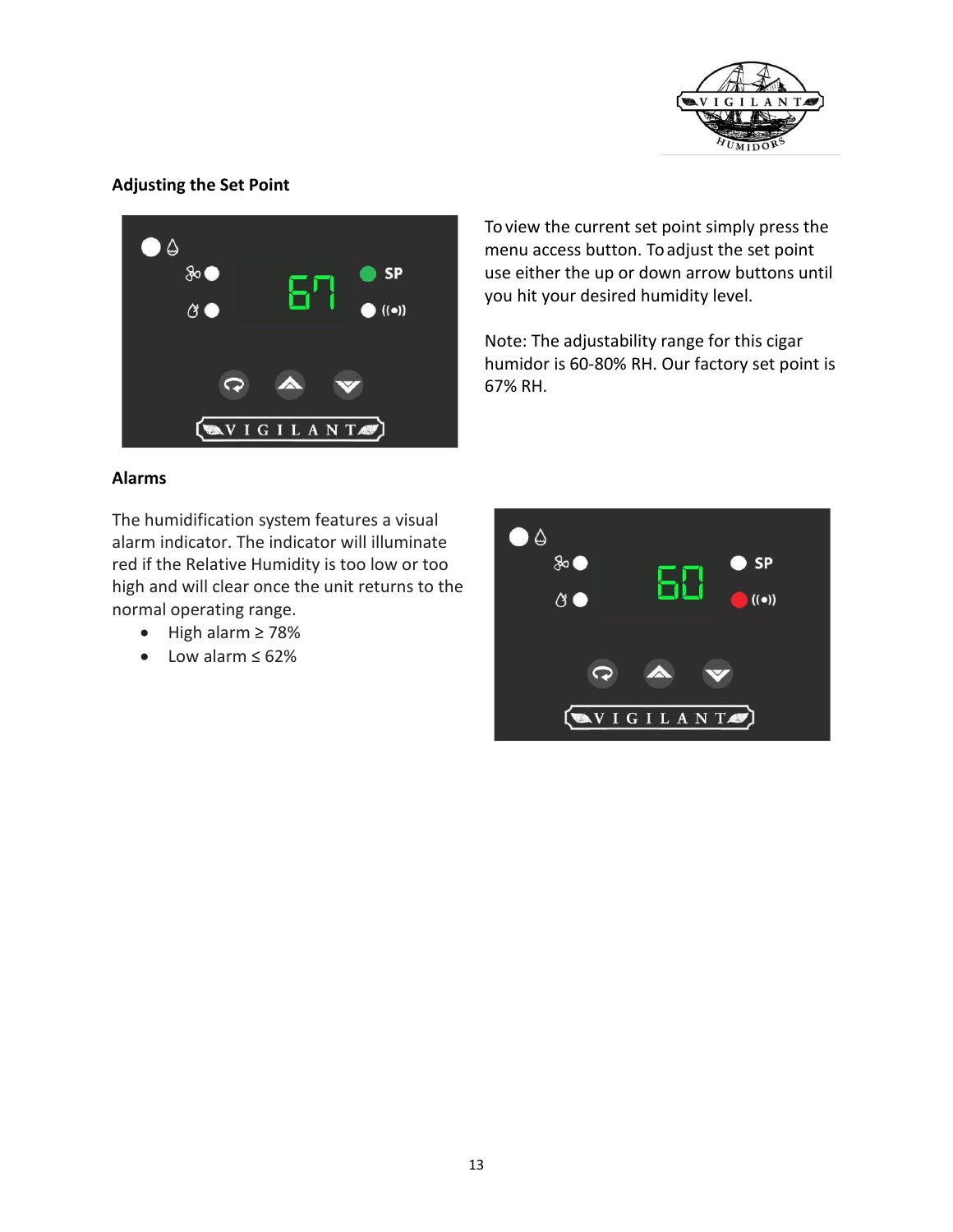## Adjusting the Set Point

To view the current set point simply press the menu access button. To adjust the set point use either the up or down arrow buttons until you hit your desired humidity level.

Note: The adjustability range for this cigar humidor is 60-80% RH. Our factory set point is 67% RH.

## Alarms

The humidification system features a visual alarm indicator. The indicator will illuminate red if the Relative Humidity is too low or too high and will clear once the unit returns to the normal operating range.

- High alarm ≥ 78%
- Low alarm ≤ 62%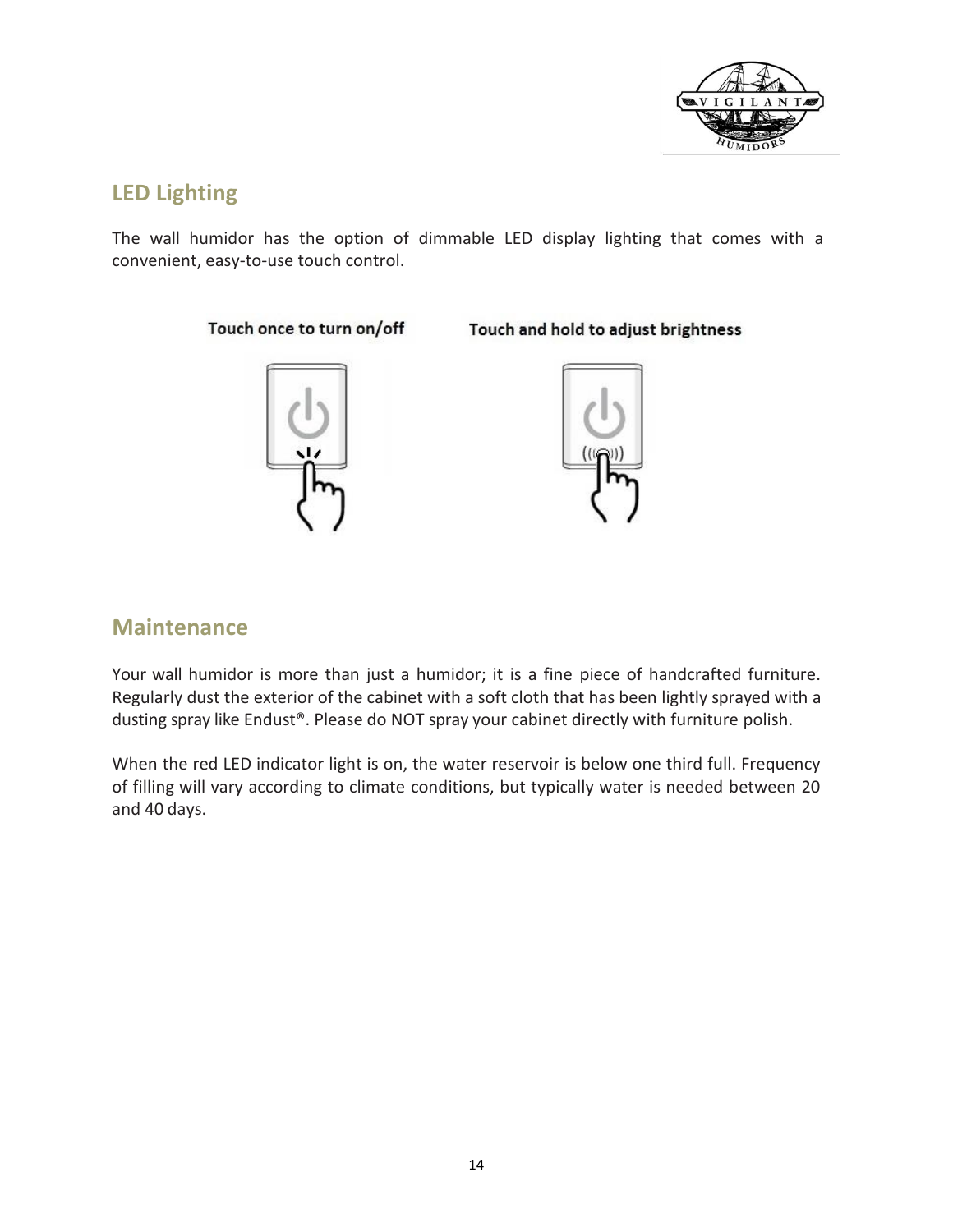## LED Lighting

The wall humidor has the option of dimmable LED display lighting that comes with a convenient, easy-to-use touch control.

Touch once to turn on/off

Touch and hold to adjust brightness

## Maintenance

Your wall humidor is more than just a humidor; it is a fine piece of handcrafted furniture. Regularly dust the exterior of the cabinet with a soft cloth that has been lightly sprayed with a dusting spray like Endust®. Please do NOT spray your cabinet directly with furniture polish.

When the red LED indicator light is on, the water reservoir is below one third full. Frequency of filling will vary according to climate conditions, but typically water is needed between 20 and 40 days.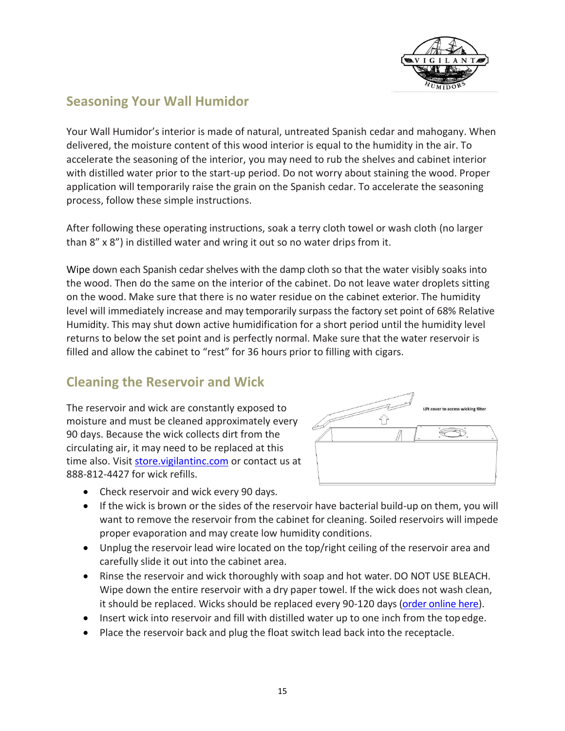## Seasoning Your Wall Humidor

Your Wall Humidor's interior is made of natural, untreated Spanish cedar and mahogany. When delivered, the moisture content of this wood interior is equal to the humidity in the air. To accelerate the seasoning of the interior, you may need to rub the shelves and cabinet interior with distilled water prior to the start-up period. Do not worry about staining the wood. Proper application will temporarily raise the grain on the Spanish cedar. To accelerate the seasoning process, follow these simple instructions.

After following these operating instructions, soak a terry cloth towel or wash cloth (no larger than 8" x 8") in distilled water and wring it out so no water drips from it.

Wipe down each Spanish cedar shelves with the damp cloth so that the water visibly soaks into the wood. Then do the same on the interior of the cabinet. Do not leave water droplets sitting on the wood. Make sure that there is no water residue on the cabinet exterior. The humidity level will immediately increase and may temporarily surpass the factory set point of 68% Relative Humidity. This may shut down active humidification for a short period until the humidity level returns to below the set point and is perfectly normal. Make sure that the water reservoir is filled and allow the cabinet to "rest" for 36 hours prior to filling with cigars.

## Cleaning the Reservoir and Wick

The reservoir and wick are constantly exposed to moisture and must be cleaned approximately every 90 days. Because the wick collects dirt from the circulating air, it may need to be replaced at this time also. Visit store.vigilantinc.com or contact us at 888-812-4427 for wick refills.

Lift cover to access wicking filter

- Check reservoir and wick every 90 days.
- If the wick is brown or the sides of the reservoir have bacterial build-up on them, you will want to remove the reservoir from the cabinet for cleaning. Soiled reservoirs will impede proper evaporation and may create low humidity conditions.
- Unplug the reservoir lead wire located on the top/right ceiling of the reservoir area and carefully slide it out into the cabinet area.
- Rinse the reservoir and wick thoroughly with soap and hot water. DO NOT USE BLEACH. Wipe down the entire reservoir with a dry paper towel. If the wick does not wash clean, it should be replaced. Wicks should be replaced every 90-120 days (order online here).
- Insert wick into reservoir and fill with distilled water up to one inch from the top edge.
- Place the reservoir back and plug the float switch lead back into the receptacle.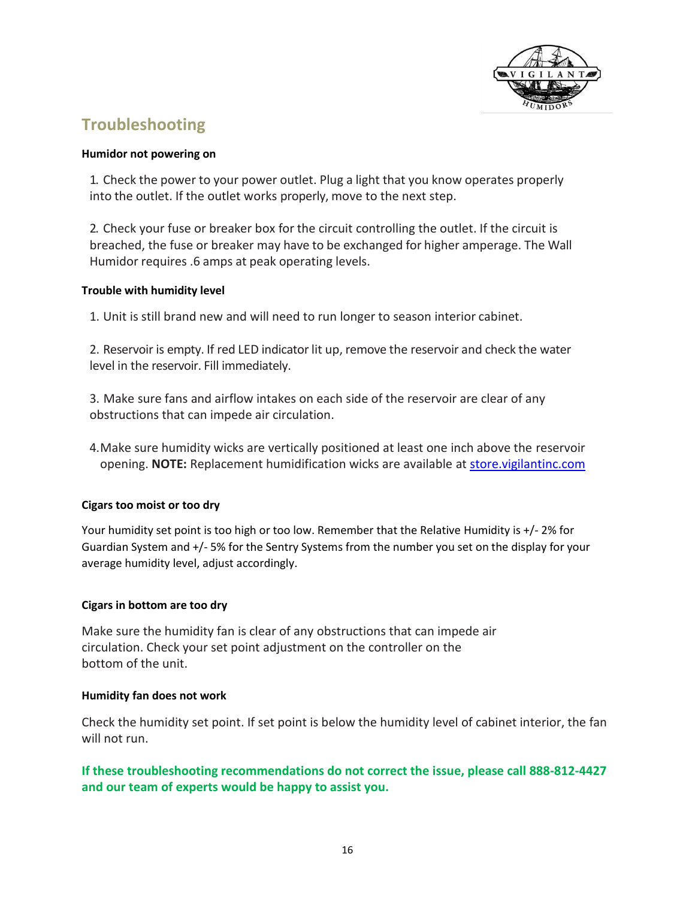## Troubleshooting

**Humidor not powering on**

1. Check the power to your power outlet. Plug a light that you know operates properly into the outlet. If the outlet works properly, move to the next step.

2. Check your fuse or breaker box for the circuit controlling the outlet. If the circuit is breached, the fuse or breaker may have to be exchanged for higher amperage. The Wall Humidor requires .6 amps at peak operating levels.

**Trouble with humidity level**

1. Unit is still brand new and will need to run longer to season interior cabinet.

2. Reservoir is empty. If red LED indicator lit up, remove the reservoir and check the water level in the reservoir. Fill immediately.

3. Make sure fans and airflow intakes on each side of the reservoir are clear of any obstructions that can impede air circulation.

4. Make sure humidity wicks are vertically positioned at least one inch above the reservoir opening. **NOTE:** Replacement humidification wicks are available at store.vigilantinc.com

**Cigars too moist or too dry**

Your humidity set point is too high or too low. Remember that the Relative Humidity is +/- 2% for Guardian System and +/- 5% for the Sentry Systems from the number you set on the display for your average humidity level, adjust accordingly.

**Cigars in bottom are too dry**

Make sure the humidity fan is clear of any obstructions that can impede air circulation. Check your set point adjustment on the controller on the bottom of the unit.

**Humidity fan does not work**

Check the humidity set point. If set point is below the humidity level of cabinet interior, the fan will not run.

**If these troubleshooting recommendations do not correct the issue, please call 888-812-4427 and our team of experts would be happy to assist you.**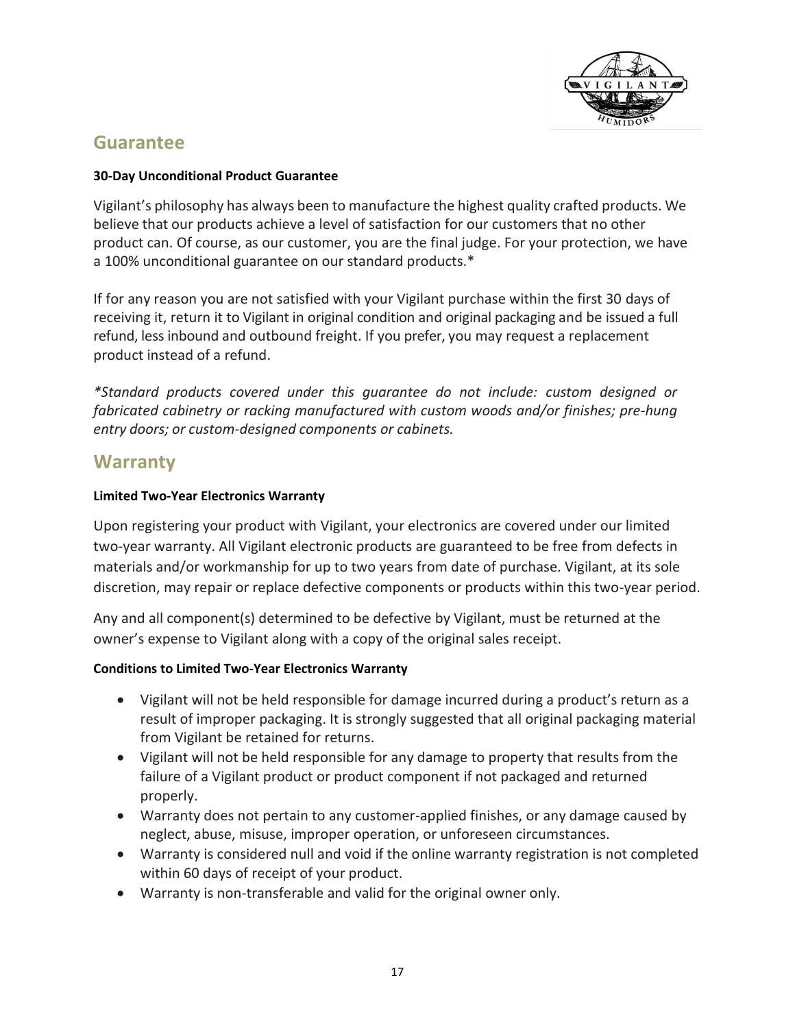## Guarantee

**30-Day Unconditional Product Guarantee**

Vigilant's philosophy has always been to manufacture the highest quality crafted products. We believe that our products achieve a level of satisfaction for our customers that no other product can. Of course, as our customer, you are the final judge. For your protection, we have a 100% unconditional guarantee on our standard products.*

If for any reason you are not satisfied with your Vigilant purchase within the first 30 days of receiving it, return it to Vigilant in original condition and original packaging and be issued a full refund, less inbound and outbound freight. If you prefer, you may request a replacement product instead of a refund.

*\*Standard products covered under this guarantee do not include: custom designed or fabricated cabinetry or racking manufactured with custom woods and/or finishes; pre-hung entry doors; or custom-designed components or cabinets.*

## Warranty

**Limited Two-Year Electronics Warranty**

Upon registering your product with Vigilant, your electronics are covered under our limited two-year warranty. All Vigilant electronic products are guaranteed to be free from defects in materials and/or workmanship for up to two years from date of purchase. Vigilant, at its sole discretion, may repair or replace defective components or products within this two-year period.

Any and all component(s) determined to be defective by Vigilant, must be returned at the owner's expense to Vigilant along with a copy of the original sales receipt.

**Conditions to Limited Two-Year Electronics Warranty**

- Vigilant will not be held responsible for damage incurred during a product's return as a result of improper packaging. It is strongly suggested that all original packaging material from Vigilant be retained for returns.
- Vigilant will not be held responsible for any damage to property that results from the failure of a Vigilant product or product component if not packaged and returned properly.
- Warranty does not pertain to any customer-applied finishes, or any damage caused by neglect, abuse, misuse, improper operation, or unforeseen circumstances.
- Warranty is considered null and void if the online warranty registration is not completed within 60 days of receipt of your product.
- Warranty is non-transferable and valid for the original owner only.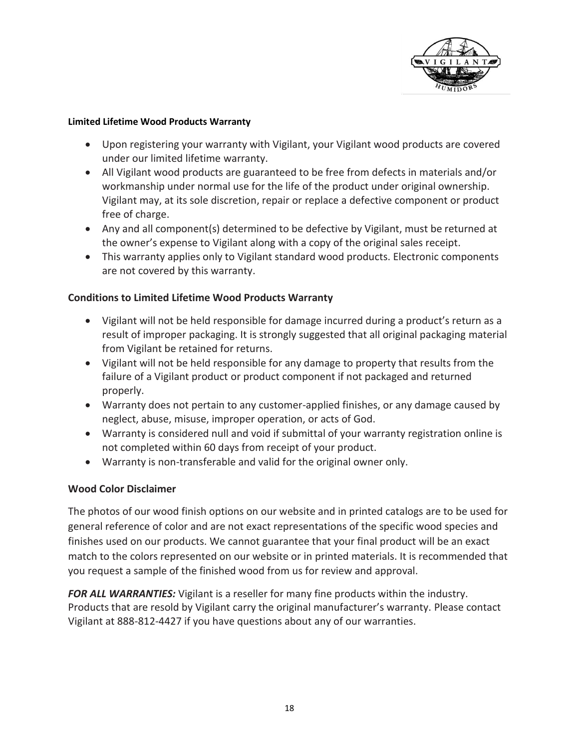**Limited Lifetime Wood Products Warranty**

- Upon registering your warranty with Vigilant, your Vigilant wood products are covered under our limited lifetime warranty.
- All Vigilant wood products are guaranteed to be free from defects in materials and/or workmanship under normal use for the life of the product under original ownership. Vigilant may, at its sole discretion, repair or replace a defective component or product free of charge.
- Any and all component(s) determined to be defective by Vigilant, must be returned at the owner's expense to Vigilant along with a copy of the original sales receipt.
- This warranty applies only to Vigilant standard wood products. Electronic components are not covered by this warranty.

**Conditions to Limited Lifetime Wood Products Warranty**

- Vigilant will not be held responsible for damage incurred during a product's return as a result of improper packaging. It is strongly suggested that all original packaging material from Vigilant be retained for returns.
- Vigilant will not be held responsible for any damage to property that results from the failure of a Vigilant product or product component if not packaged and returned properly.
- Warranty does not pertain to any customer-applied finishes, or any damage caused by neglect, abuse, misuse, improper operation, or acts of God.
- Warranty is considered null and void if submittal of your warranty registration online is not completed within 60 days from receipt of your product.
- Warranty is non-transferable and valid for the original owner only.

**Wood Color Disclaimer**

The photos of our wood finish options on our website and in printed catalogs are to be used for general reference of color and are not exact representations of the specific wood species and finishes used on our products. We cannot guarantee that your final product will be an exact match to the colors represented on our website or in printed materials. It is recommended that you request a sample of the finished wood from us for review and approval.

***FOR ALL WARRANTIES:*** Vigilant is a reseller for many fine products within the industry. Products that are resold by Vigilant carry the original manufacturer's warranty. Please contact Vigilant at 888-812-4427 if you have questions about any of our warranties.